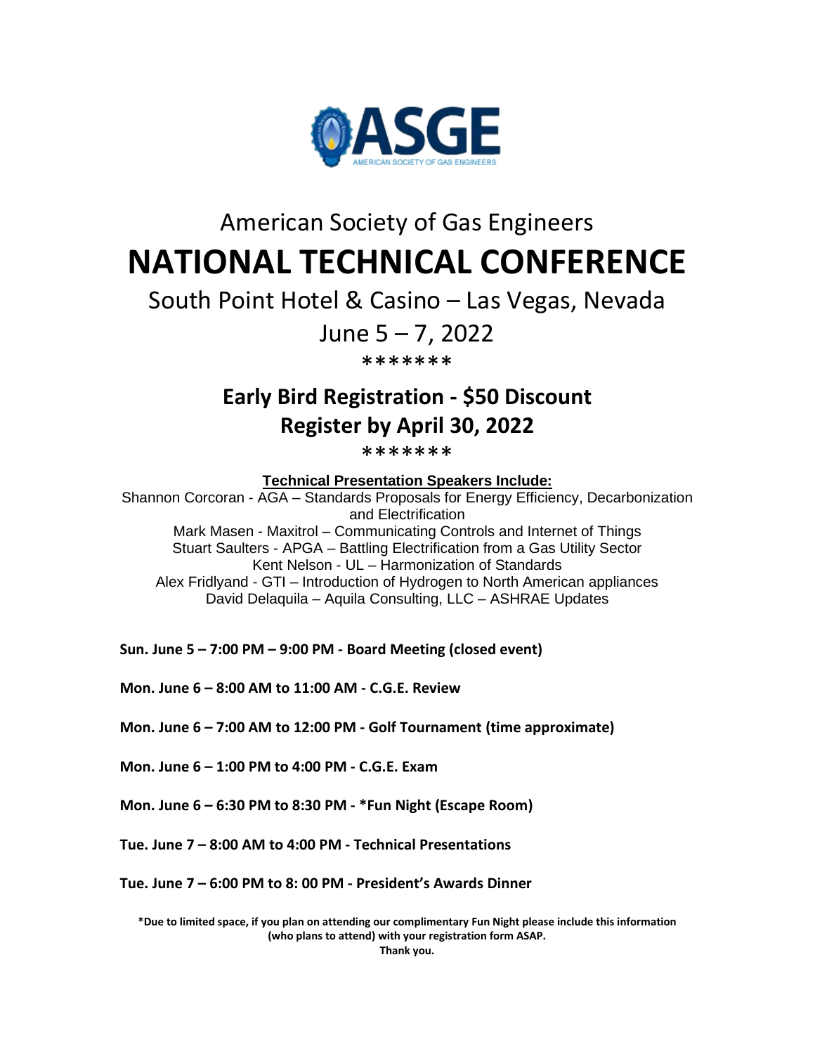ASGE
AMERICAN SOCIETY OF GAS ENGINEERS

American Society of Gas Engineers

# NATIONAL TECHNICAL CONFERENCE

South Point Hotel & Casino – Las Vegas, Nevada

June 5 – 7, 2022

*******

## Early Bird Registration - $50 Discount
## Register by April 30, 2022

*******

**Technical Presentation Speakers Include:**

Shannon Corcoran - AGA – Standards Proposals for Energy Efficiency, Decarbonization and Electrification
Mark Masen - Maxitrol – Communicating Controls and Internet of Things
Stuart Saulters - APGA – Battling Electrification from a Gas Utility Sector
Kent Nelson - UL – Harmonization of Standards
Alex Fridlyand - GTI – Introduction of Hydrogen to North American appliances
David Delaquila – Aquila Consulting, LLC – ASHRAE Updates

**Sun. June 5 – 7:00 PM – 9:00 PM - Board Meeting (closed event)**

**Mon. June 6 – 8:00 AM to 11:00 AM - C.G.E. Review**

**Mon. June 6 – 7:00 AM to 12:00 PM - Golf Tournament (time approximate)**

**Mon. June 6 – 1:00 PM to 4:00 PM - C.G.E. Exam**

**Mon. June 6 – 6:30 PM to 8:30 PM - *Fun Night (Escape Room)**

**Tue. June 7 – 8:00 AM to 4:00 PM - Technical Presentations**

**Tue. June 7 – 6:00 PM to 8: 00 PM - President's Awards Dinner**

**\*Due to limited space, if you plan on attending our complimentary Fun Night please include this information (who plans to attend) with your registration form ASAP.**
**Thank you.**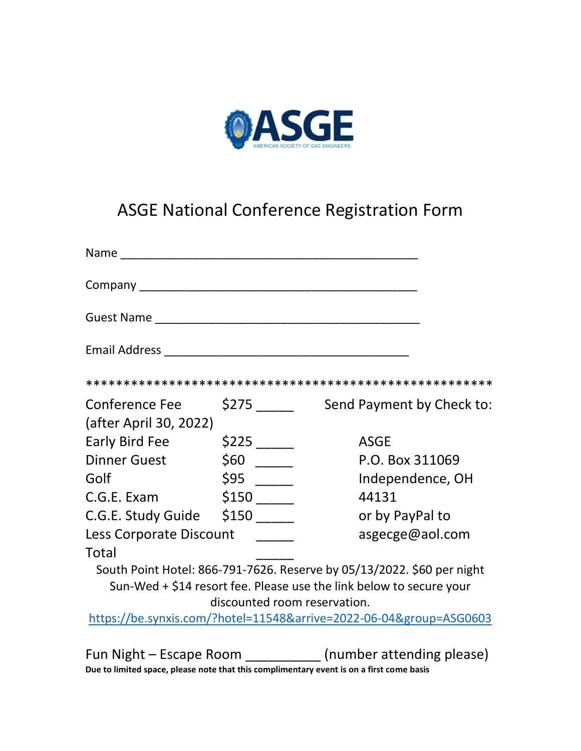ASGE

AMERICAN SOCIETY OF GAS ENGINEERS

# ASGE National Conference Registration Form

Name _______________________________________________

Company ____________________________________________

Guest Name _________________________________________

Email Address _______________________________________

\*\*\*\*\*\*\*\*\*\*\*\*\*\*\*\*\*\*\*\*\*\*\*\*\*\*\*\*\*\*\*\*\*\*\*\*\*\*\*\*\*\*\*\*\*\*\*\*\*\*\*\*\*\*

| | | |
|---|---|---|
| Conference Fee (after April 30, 2022) | $275 | _____ |
| Early Bird Fee | $225 | _____ |
| Dinner Guest | $60 | _____ |
| Golf | $95 | _____ |
| C.G.E. Exam | $150 | _____ |
| C.G.E. Study Guide | $150 | _____ |
| Less Corporate Discount | | _____ |
| Total | | _____ |

Send Payment by Check to:

ASGE
P.O. Box 311069
Independence, OH
44131
or by PayPal to
asgecge@aol.com

South Point Hotel: 866-791-7626. Reserve by 05/13/2022. $60 per night Sun-Wed + $14 resort fee. Please use the link below to secure your discounted room reservation.

https://be.synxis.com/?hotel=11548&arrive=2022-06-04&group=ASG0603

Fun Night – Escape Room __________ (number attending please)

**Due to limited space, please note that this complimentary event is on a first come basis**